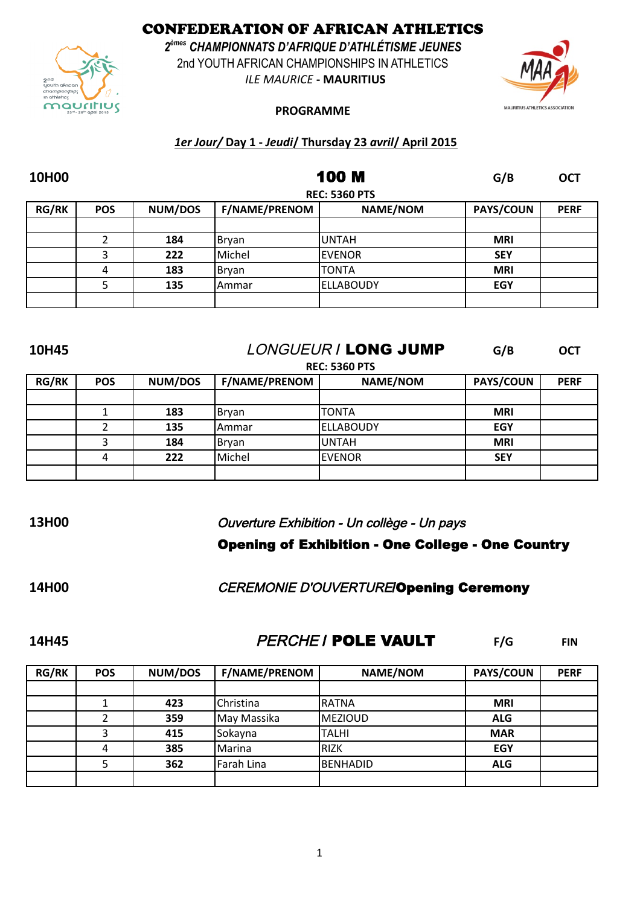# CONFEDERATION OF AFRICAN ATHLETICS

***2èmes CHAMPIONNATS D'AFRIQUE D'ATHLÉTISME JEUNES***

2nd YOUTH AFRICAN CHAMPIONSHIPS IN ATHLETICS

*ILE MAURICE* - **MAURITIUS**

**PROGRAMME**

***1er Jour/* Day 1 - *Jeudi/* Thursday 23 *avril/* April 2015**

**10H00** **100 M** **G/B** **OCT**

**REC: 5360 PTS**

| RG/RK | POS | NUM/DOS | F/NAME/PRENOM | NAME/NOM | PAYS/COUN | PERF |
|---|---|---|---|---|---|---|
| | | | | | | |
| | 2 | **184** | Bryan | UNTAH | **MRI** | |
| | 3 | **222** | Michel | EVENOR | **SEY** | |
| | 4 | **183** | Bryan | TONTA | **MRI** | |
| | 5 | **135** | Ammar | ELLABOUDY | **EGY** | |
| | | | | | | |

**10H45** *LONGUEUR* / **LONG JUMP** **G/B** **OCT**

**REC: 5360 PTS**

| RG/RK | POS | NUM/DOS | F/NAME/PRENOM | NAME/NOM | PAYS/COUN | PERF |
|---|---|---|---|---|---|---|
| | | | | | | |
| | 1 | **183** | Bryan | TONTA | **MRI** | |
| | 2 | **135** | Ammar | ELLABOUDY | **EGY** | |
| | 3 | **184** | Bryan | UNTAH | **MRI** | |
| | 4 | **222** | Michel | EVENOR | **SEY** | |
| | | | | | | |

**13H00** *Ouverture Exhibition - Un collège - Un pays*

**Opening of Exhibition - One College - One Country**

**14H00** *CEREMONIE D'OUVERTURE*/**Opening Ceremony**

**14H45** *PERCHE* / **POLE VAULT** **F/G** **FIN**

| RG/RK | POS | NUM/DOS | F/NAME/PRENOM | NAME/NOM | PAYS/COUN | PERF |
|---|---|---|---|---|---|---|
| | | | | | | |
| | 1 | **423** | Christina | RATNA | **MRI** | |
| | 2 | **359** | May Massika | MEZIOUD | **ALG** | |
| | 3 | **415** | Sokayna | TALHI | **MAR** | |
| | 4 | **385** | Marina | RIZK | **EGY** | |
| | 5 | **362** | Farah Lina | BENHADID | **ALG** | |
| | | | | | | |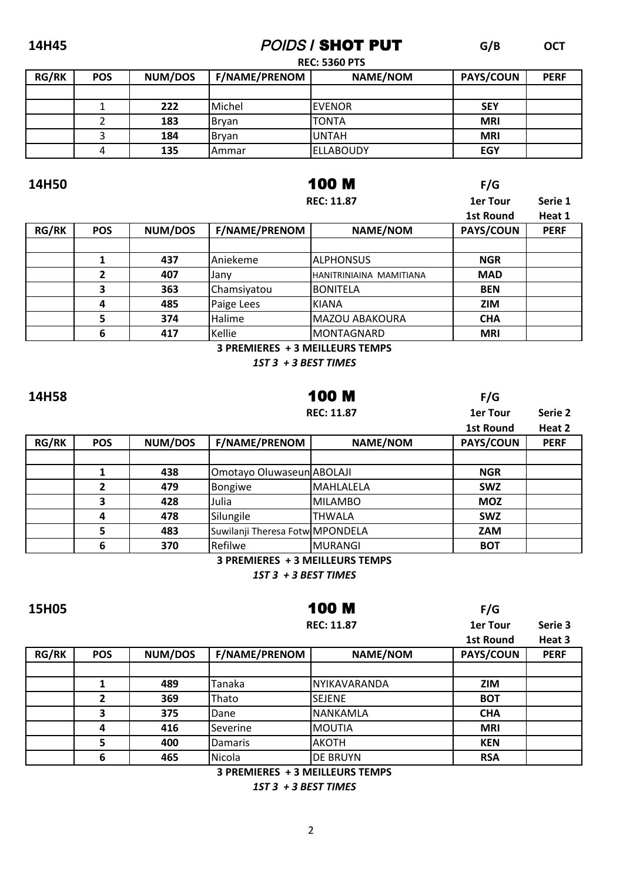**14H45** — *POIDS* / **SHOT PUT** — **G/B** — **OCT**

**REC: 5360 PTS**

| RG/RK | POS | NUM/DOS | F/NAME/PRENOM | NAME/NOM | PAYS/COUN | PERF |
|---|---|---|---|---|---|---|
| | | | | | | |
| | 1 | **222** | Michel | EVENOR | **SEY** | |
| | 2 | **183** | Bryan | TONTA | **MRI** | |
| | 3 | **184** | Bryan | UNTAH | **MRI** | |
| | 4 | **135** | Ammar | ELLABOUDY | **EGY** | |

**14H50** — **100 M** — **F/G**

**REC: 11.87** — **1er Tour / 1st Round** — **Serie 1 / Heat 1**

| RG/RK | POS | NUM/DOS | F/NAME/PRENOM | NAME/NOM | PAYS/COUN | PERF |
|---|---|---|---|---|---|---|
| | | | | | | |
| | **1** | **437** | Aniekeme | ALPHONSUS | **NGR** | |
| | **2** | **407** | Jany | HANITRINIAINA MAMITIANA | **MAD** | |
| | **3** | **363** | Chamsiyatou | BONITELA | **BEN** | |
| | **4** | **485** | Paige Lees | KIANA | **ZIM** | |
| | **5** | **374** | Halime | MAZOU ABAKOURA | **CHA** | |
| | **6** | **417** | Kellie | MONTAGNARD | **MRI** | |

**3 PREMIERES + 3 MEILLEURS TEMPS**

***1ST 3 + 3 BEST TIMES***

**14H58** — **100 M** — **F/G**

**REC: 11.87** — **1er Tour / 1st Round** — **Serie 2 / Heat 2**

| RG/RK | POS | NUM/DOS | F/NAME/PRENOM | NAME/NOM | PAYS/COUN | PERF |
|---|---|---|---|---|---|---|
| | | | | | | |
| | **1** | **438** | Omotayo Oluwaseun | ABOLAJI | **NGR** | |
| | **2** | **479** | Bongiwe | MAHLALELA | **SWZ** | |
| | **3** | **428** | Julia | MILAMBO | **MOZ** | |
| | **4** | **478** | Silungile | THWALA | **SWZ** | |
| | **5** | **483** | Suwilanji Theresa Fotw | MPONDELA | **ZAM** | |
| | **6** | **370** | Refilwe | MURANGI | **BOT** | |

**3 PREMIERES + 3 MEILLEURS TEMPS**

***1ST 3 + 3 BEST TIMES***

**15H05** — **100 M** — **F/G**

**REC: 11.87** — **1er Tour / 1st Round** — **Serie 3 / Heat 3**

| RG/RK | POS | NUM/DOS | F/NAME/PRENOM | NAME/NOM | PAYS/COUN | PERF |
|---|---|---|---|---|---|---|
| | | | | | | |
| | **1** | **489** | Tanaka | NYIKAVARANDA | **ZIM** | |
| | **2** | **369** | Thato | SEJENE | **BOT** | |
| | **3** | **375** | Dane | NANKAMLA | **CHA** | |
| | **4** | **416** | Severine | MOUTIA | **MRI** | |
| | **5** | **400** | Damaris | AKOTH | **KEN** | |
| | **6** | **465** | Nicola | DE BRUYN | **RSA** | |

**3 PREMIERES + 3 MEILLEURS TEMPS**

***1ST 3 + 3 BEST TIMES***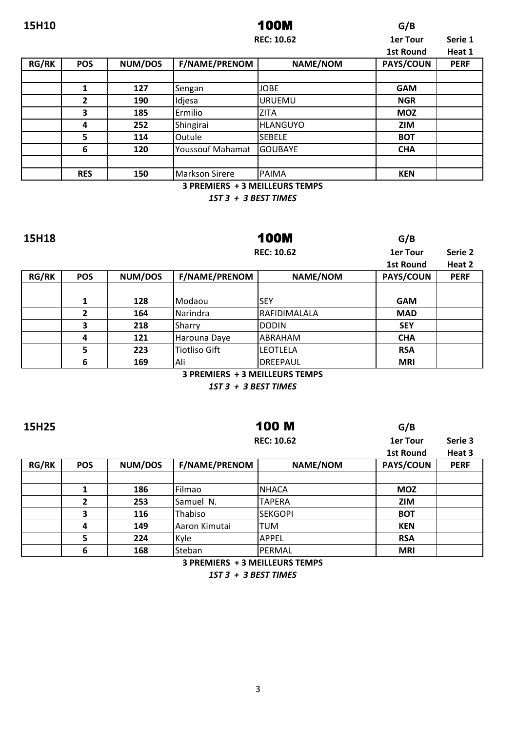**15H10** **100M** **G/B**

**REC: 10.62** **1er Tour / 1st Round** **Serie 1 / Heat 1**

| RG/RK | POS | NUM/DOS | F/NAME/PRENOM | NAME/NOM | PAYS/COUN | PERF |
|---|---|---|---|---|---|---|
| | | | | | | |
| | 1 | 127 | Sengan | JOBE | GAM | |
| | 2 | 190 | Idjesa | URUEMU | NGR | |
| | 3 | 185 | Ermilio | ZITA | MOZ | |
| | 4 | 252 | Shingirai | HLANGUYO | ZIM | |
| | 5 | 114 | Outule | SEBELE | BOT | |
| | 6 | 120 | Youssouf Mahamat | GOUBAYE | CHA | |
| | | | | | | |
| | RES | 150 | Markson Sirere | PAIMA | KEN | |

**3 PREMIERS + 3 MEILLEURS TEMPS**

***1ST 3 + 3 BEST TIMES***

**15H18** **100M** **G/B**

**REC: 10.62** **1er Tour / 1st Round** **Serie 2 / Heat 2**

| RG/RK | POS | NUM/DOS | F/NAME/PRENOM | NAME/NOM | PAYS/COUN | PERF |
|---|---|---|---|---|---|---|
| | | | | | | |
| | 1 | 128 | Modaou | SEY | GAM | |
| | 2 | 164 | Narindra | RAFIDIMALALA | MAD | |
| | 3 | 218 | Sharry | DODIN | SEY | |
| | 4 | 121 | Harouna Daye | ABRAHAM | CHA | |
| | 5 | 223 | Tiotliso Gift | LEOTLELA | RSA | |
| | 6 | 169 | Ali | DREEPAUL | MRI | |

**3 PREMIERS + 3 MEILLEURS TEMPS**

***1ST 3 + 3 BEST TIMES***

**15H25** **100 M** **G/B**

**REC: 10.62** **1er Tour / 1st Round** **Serie 3 / Heat 3**

| RG/RK | POS | NUM/DOS | F/NAME/PRENOM | NAME/NOM | PAYS/COUN | PERF |
|---|---|---|---|---|---|---|
| | | | | | | |
| | 1 | 186 | Filmao | NHACA | MOZ | |
| | 2 | 253 | Samuel N. | TAPERA | ZIM | |
| | 3 | 116 | Thabiso | SEKGOPI | BOT | |
| | 4 | 149 | Aaron Kimutai | TUM | KEN | |
| | 5 | 224 | Kyle | APPEL | RSA | |
| | 6 | 168 | Steban | PERMAL | MRI | |

**3 PREMIERS + 3 MEILLEURS TEMPS**

***1ST 3 + 3 BEST TIMES***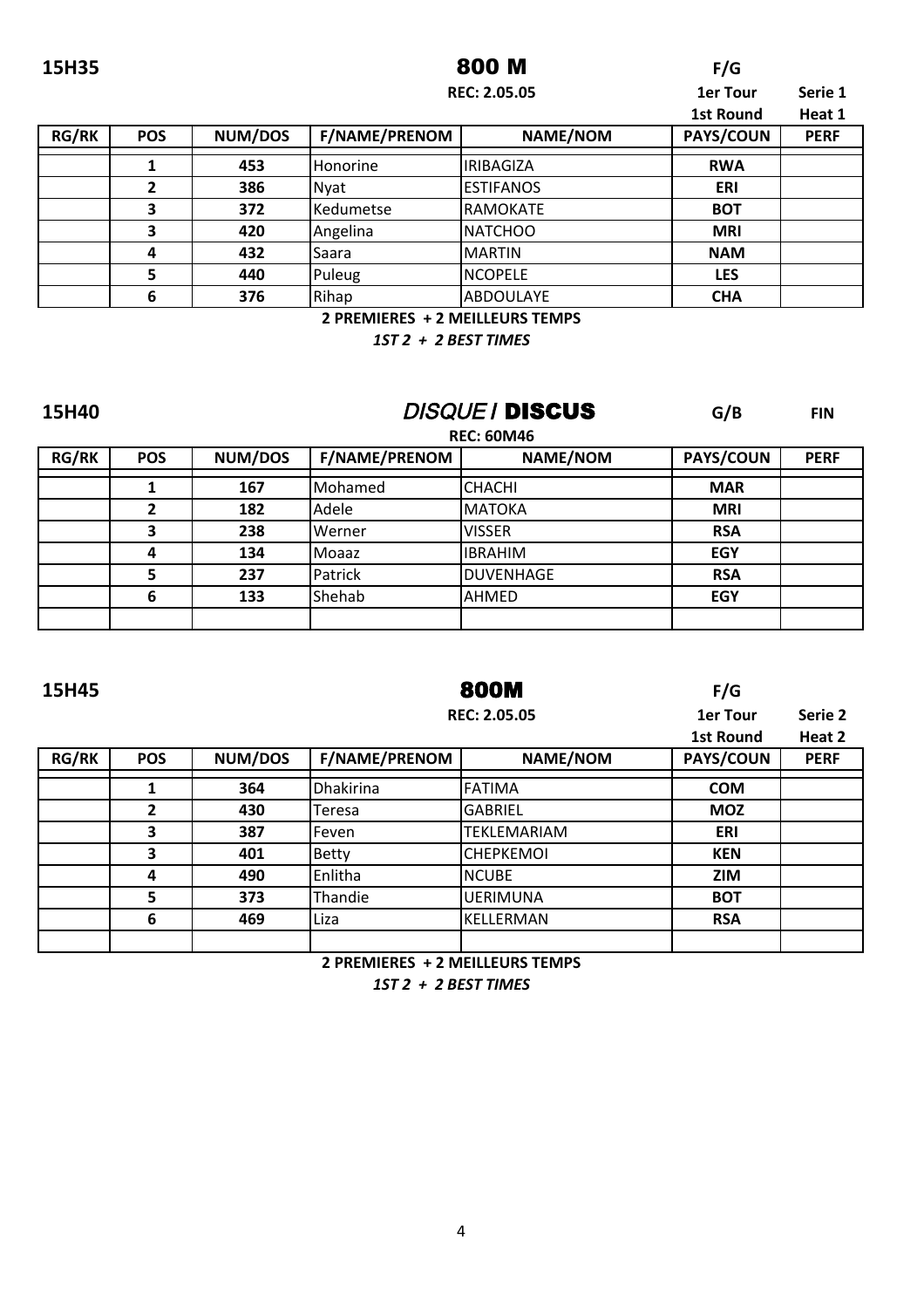**15H35** **800 M** **F/G**

**REC: 2.05.05** **1er Tour** **Serie 1**

**1st Round** **Heat 1**

| RG/RK | POS | NUM/DOS | F/NAME/PRENOM | NAME/NOM | PAYS/COUN | PERF |
|---|---|---|---|---|---|---|
| | 1 | 453 | Honorine | IRIBAGIZA | RWA | |
| | 2 | 386 | Nyat | ESTIFANOS | ERI | |
| | 3 | 372 | Kedumetse | RAMOKATE | BOT | |
| | 3 | 420 | Angelina | NATCHOO | MRI | |
| | 4 | 432 | Saara | MARTIN | NAM | |
| | 5 | 440 | Puleug | NCOPELE | LES | |
| | 6 | 376 | Rihap | ABDOULAYE | CHA | |

**2 PREMIERES + 2 MEILLEURS TEMPS**

***1ST 2 + 2 BEST TIMES***

**15H40** ***DISQUE* / DISCUS** **G/B** **FIN**

**REC: 60M46**

| RG/RK | POS | NUM/DOS | F/NAME/PRENOM | NAME/NOM | PAYS/COUN | PERF |
|---|---|---|---|---|---|---|
| | 1 | 167 | Mohamed | CHACHI | MAR | |
| | 2 | 182 | Adele | MATOKA | MRI | |
| | 3 | 238 | Werner | VISSER | RSA | |
| | 4 | 134 | Moaaz | IBRAHIM | EGY | |
| | 5 | 237 | Patrick | DUVENHAGE | RSA | |
| | 6 | 133 | Shehab | AHMED | EGY | |
| | | | | | | |

**15H45** **800M** **F/G**

**REC: 2.05.05** **1er Tour** **Serie 2**

**1st Round** **Heat 2**

| RG/RK | POS | NUM/DOS | F/NAME/PRENOM | NAME/NOM | PAYS/COUN | PERF |
|---|---|---|---|---|---|---|
| | 1 | 364 | Dhakirina | FATIMA | COM | |
| | 2 | 430 | Teresa | GABRIEL | MOZ | |
| | 3 | 387 | Feven | TEKLEMARIAM | ERI | |
| | 3 | 401 | Betty | CHEPKEMOI | KEN | |
| | 4 | 490 | Enlitha | NCUBE | ZIM | |
| | 5 | 373 | Thandie | UERIMUNA | BOT | |
| | 6 | 469 | Liza | KELLERMAN | RSA | |
| | | | | | | |

**2 PREMIERES + 2 MEILLEURS TEMPS**

***1ST 2 + 2 BEST TIMES***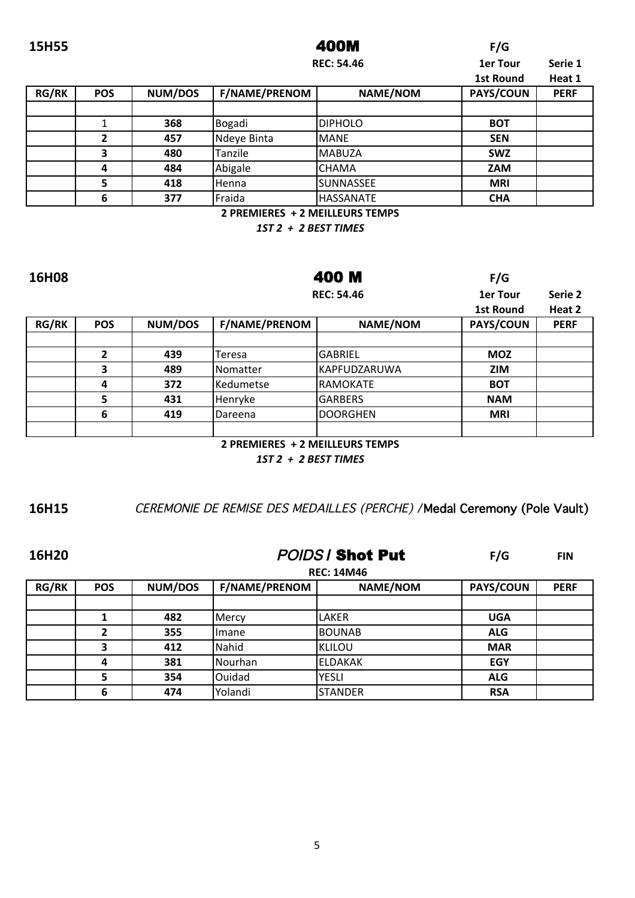**15H55** **400M** **F/G**

**REC: 54.46** **1er Tour** **Serie 1**

**1st Round** **Heat 1**

| RG/RK | POS | NUM/DOS | F/NAME/PRENOM | NAME/NOM | PAYS/COUN | PERF |
|---|---|---|---|---|---|---|
| | | | | | | |
| | 1 | 368 | Bogadi | DIPHOLO | BOT | |
| | 2 | 457 | Ndeye Binta | MANE | SEN | |
| | 3 | 480 | Tanzile | MABUZA | SWZ | |
| | 4 | 484 | Abigale | CHAMA | ZAM | |
| | 5 | 418 | Henna | SUNNASSEE | MRI | |
| | 6 | 377 | Fraida | HASSANATE | CHA | |

**2 PREMIERES + 2 MEILLEURS TEMPS**

***1ST 2 + 2 BEST TIMES***

**16H08** **400 M** **F/G**

**REC: 54.46** **1er Tour** **Serie 2**

**1st Round** **Heat 2**

| RG/RK | POS | NUM/DOS | F/NAME/PRENOM | NAME/NOM | PAYS/COUN | PERF |
|---|---|---|---|---|---|---|
| | | | | | | |
| | 2 | 439 | Teresa | GABRIEL | MOZ | |
| | 3 | 489 | Nomatter | KAPFUDZARUWA | ZIM | |
| | 4 | 372 | Kedumetse | RAMOKATE | BOT | |
| | 5 | 431 | Henryke | GARBERS | NAM | |
| | 6 | 419 | Dareena | DOORGHEN | MRI | |
| | | | | | | |

**2 PREMIERES + 2 MEILLEURS TEMPS**

***1ST 2 + 2 BEST TIMES***

**16H15** *CEREMONIE DE REMISE DES MEDAILLES (PERCHE)* / Medal Ceremony (Pole Vault)

**16H20** ***POIDS* / Shot Put** **F/G** **FIN**

**REC: 14M46**

| RG/RK | POS | NUM/DOS | F/NAME/PRENOM | NAME/NOM | PAYS/COUN | PERF |
|---|---|---|---|---|---|---|
| | | | | | | |
| | 1 | 482 | Mercy | LAKER | UGA | |
| | 2 | 355 | Imane | BOUNAB | ALG | |
| | 3 | 412 | Nahid | KLILOU | MAR | |
| | 4 | 381 | Nourhan | ELDAKAK | EGY | |
| | 5 | 354 | Ouidad | YESLI | ALG | |
| | 6 | 474 | Yolandi | STANDER | RSA | |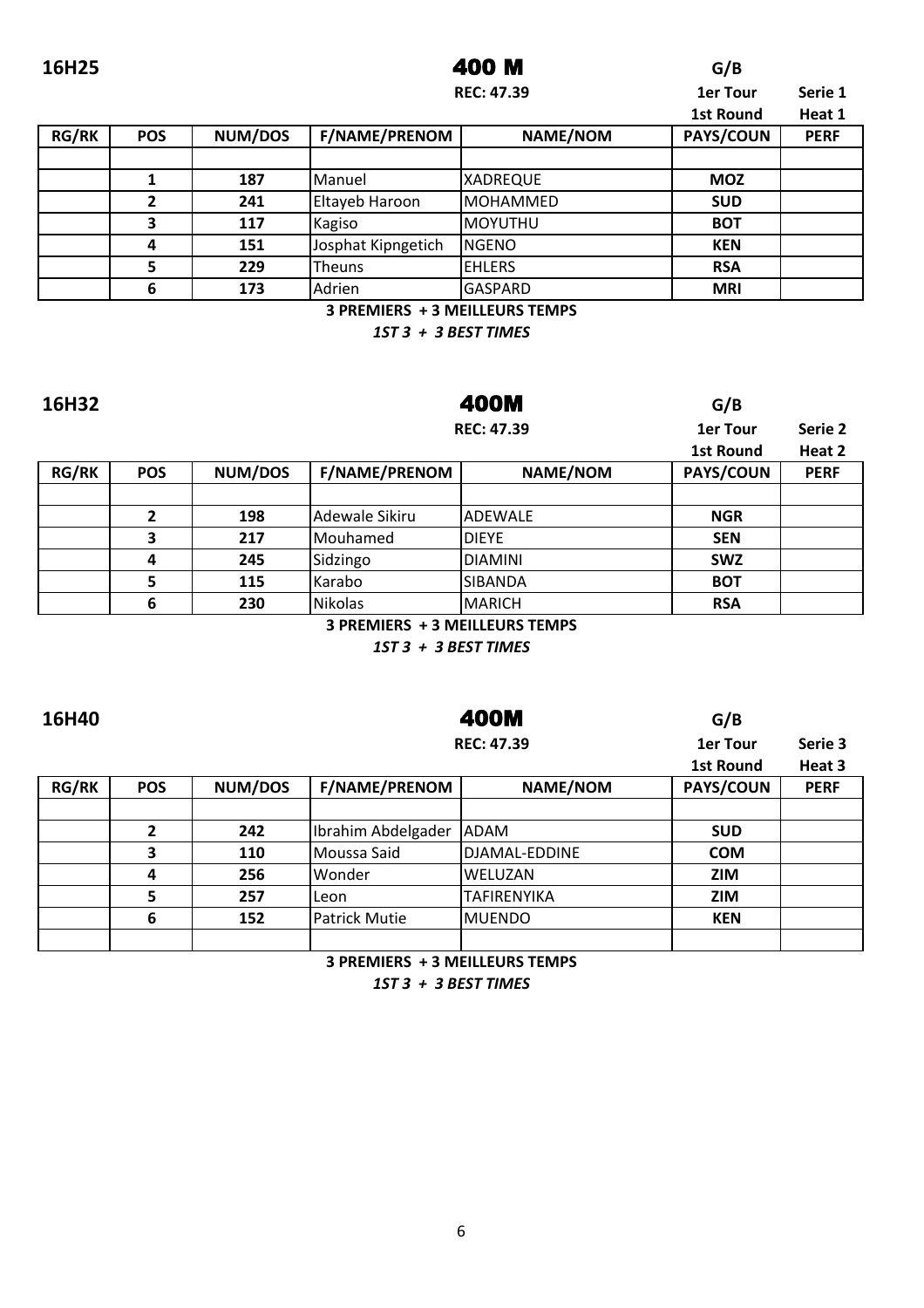**16H25** **400 M** **G/B**

**REC: 47.39** **1er Tour** **Serie 1**

**1st Round** **Heat 1**

| RG/RK | POS | NUM/DOS | F/NAME/PRENOM | NAME/NOM | PAYS/COUN | PERF |
|---|---|---|---|---|---|---|
| | | | | | | |
| | 1 | 187 | Manuel | XADREQUE | MOZ | |
| | 2 | 241 | Eltayeb Haroon | MOHAMMED | SUD | |
| | 3 | 117 | Kagiso | MOYUTHU | BOT | |
| | 4 | 151 | Josphat Kipngetich | NGENO | KEN | |
| | 5 | 229 | Theuns | EHLERS | RSA | |
| | 6 | 173 | Adrien | GASPARD | MRI | |

**3 PREMIERS + 3 MEILLEURS TEMPS**

***1ST 3 + 3 BEST TIMES***

**16H32** **400M** **G/B**

**REC: 47.39** **1er Tour** **Serie 2**

**1st Round** **Heat 2**

| RG/RK | POS | NUM/DOS | F/NAME/PRENOM | NAME/NOM | PAYS/COUN | PERF |
|---|---|---|---|---|---|---|
| | | | | | | |
| | 2 | 198 | Adewale Sikiru | ADEWALE | NGR | |
| | 3 | 217 | Mouhamed | DIEYE | SEN | |
| | 4 | 245 | Sidzingo | DIAMINI | SWZ | |
| | 5 | 115 | Karabo | SIBANDA | BOT | |
| | 6 | 230 | Nikolas | MARICH | RSA | |

**3 PREMIERS + 3 MEILLEURS TEMPS**

***1ST 3 + 3 BEST TIMES***

**16H40** **400M** **G/B**

**REC: 47.39** **1er Tour** **Serie 3**

**1st Round** **Heat 3**

| RG/RK | POS | NUM/DOS | F/NAME/PRENOM | NAME/NOM | PAYS/COUN | PERF |
|---|---|---|---|---|---|---|
| | | | | | | |
| | 2 | 242 | Ibrahim Abdelgader | ADAM | SUD | |
| | 3 | 110 | Moussa Said | DJAMAL-EDDINE | COM | |
| | 4 | 256 | Wonder | WELUZAN | ZIM | |
| | 5 | 257 | Leon | TAFIRENYIKA | ZIM | |
| | 6 | 152 | Patrick Mutie | MUENDO | KEN | |
| | | | | | | |

**3 PREMIERS + 3 MEILLEURS TEMPS**

***1ST 3 + 3 BEST TIMES***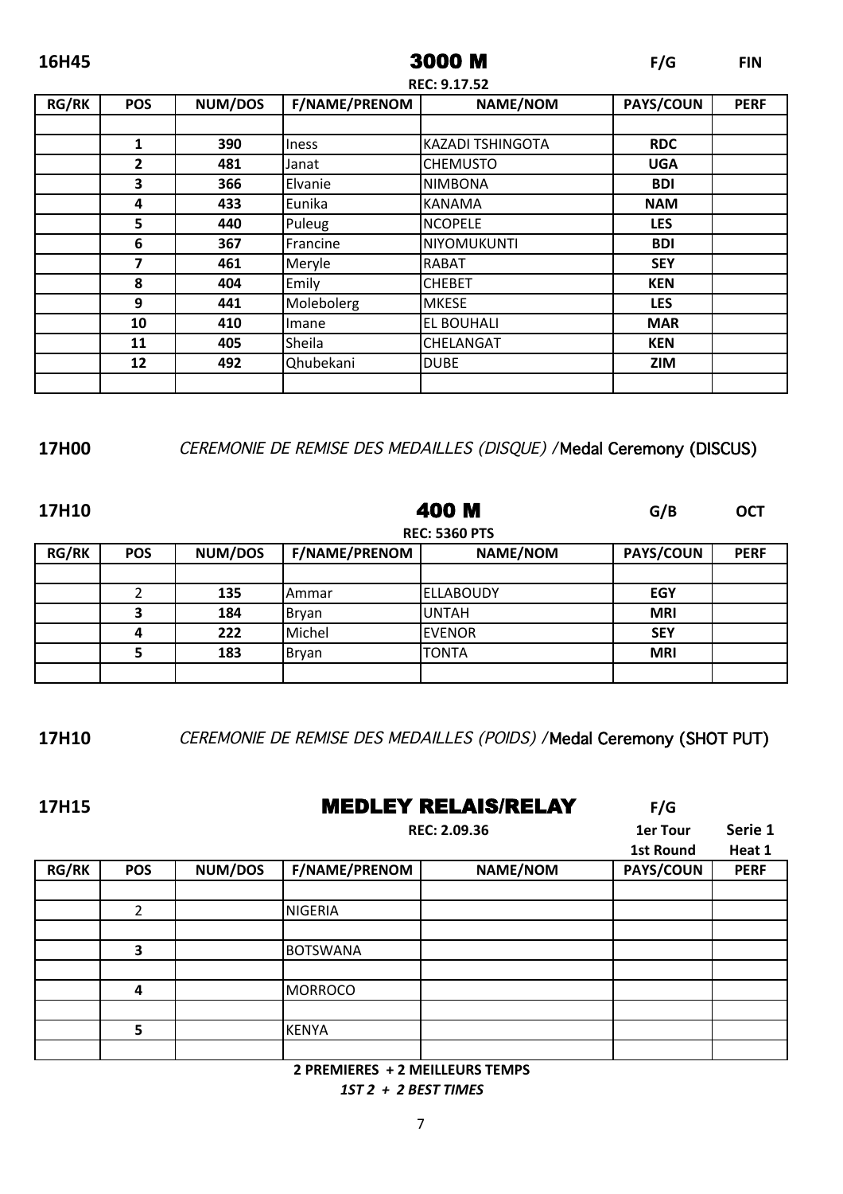**16H45** **3000 M** **F/G** **FIN**

**REC: 9.17.52**

| RG/RK | POS | NUM/DOS | F/NAME/PRENOM | NAME/NOM | PAYS/COUN | PERF |
|---|---|---|---|---|---|---|
| | | | | | | |
| | 1 | 390 | Iness | KAZADI TSHINGOTA | RDC | |
| | 2 | 481 | Janat | CHEMUSTO | UGA | |
| | 3 | 366 | Elvanie | NIMBONA | BDI | |
| | 4 | 433 | Eunika | KANAMA | NAM | |
| | 5 | 440 | Puleug | NCOPELE | LES | |
| | 6 | 367 | Francine | NIYOMUKUNTI | BDI | |
| | 7 | 461 | Meryle | RABAT | SEY | |
| | 8 | 404 | Emily | CHEBET | KEN | |
| | 9 | 441 | Molebolerg | MKESE | LES | |
| | 10 | 410 | Imane | EL BOUHALI | MAR | |
| | 11 | 405 | Sheila | CHELANGAT | KEN | |
| | 12 | 492 | Qhubekani | DUBE | ZIM | |
| | | | | | | |

**17H00** *CEREMONIE DE REMISE DES MEDAILLES (DISQUE) /* Medal Ceremony (DISCUS)

**17H10** **400 M** **G/B** **OCT**

**REC: 5360 PTS**

| RG/RK | POS | NUM/DOS | F/NAME/PRENOM | NAME/NOM | PAYS/COUN | PERF |
|---|---|---|---|---|---|---|
| | | | | | | |
| | 2 | 135 | Ammar | ELLABOUDY | EGY | |
| | 3 | 184 | Bryan | UNTAH | MRI | |
| | 4 | 222 | Michel | EVENOR | SEY | |
| | 5 | 183 | Bryan | TONTA | MRI | |
| | | | | | | |

**17H10** *CEREMONIE DE REMISE DES MEDAILLES (POIDS) /* Medal Ceremony (SHOT PUT)

**17H15** **MEDLEY RELAIS/RELAY** **F/G**

**REC: 2.09.36** **1er Tour / 1st Round** **Serie 1 / Heat 1**

| RG/RK | POS | NUM/DOS | F/NAME/PRENOM | NAME/NOM | PAYS/COUN | PERF |
|---|---|---|---|---|---|---|
| | | | | | | |
| | 2 | | NIGERIA | | | |
| | | | | | | |
| | 3 | | BOTSWANA | | | |
| | | | | | | |
| | 4 | | MORROCO | | | |
| | | | | | | |
| | 5 | | KENYA | | | |
| | | | | | | |

**2 PREMIERES + 2 MEILLEURS TEMPS**

***1ST 2 + 2 BEST TIMES***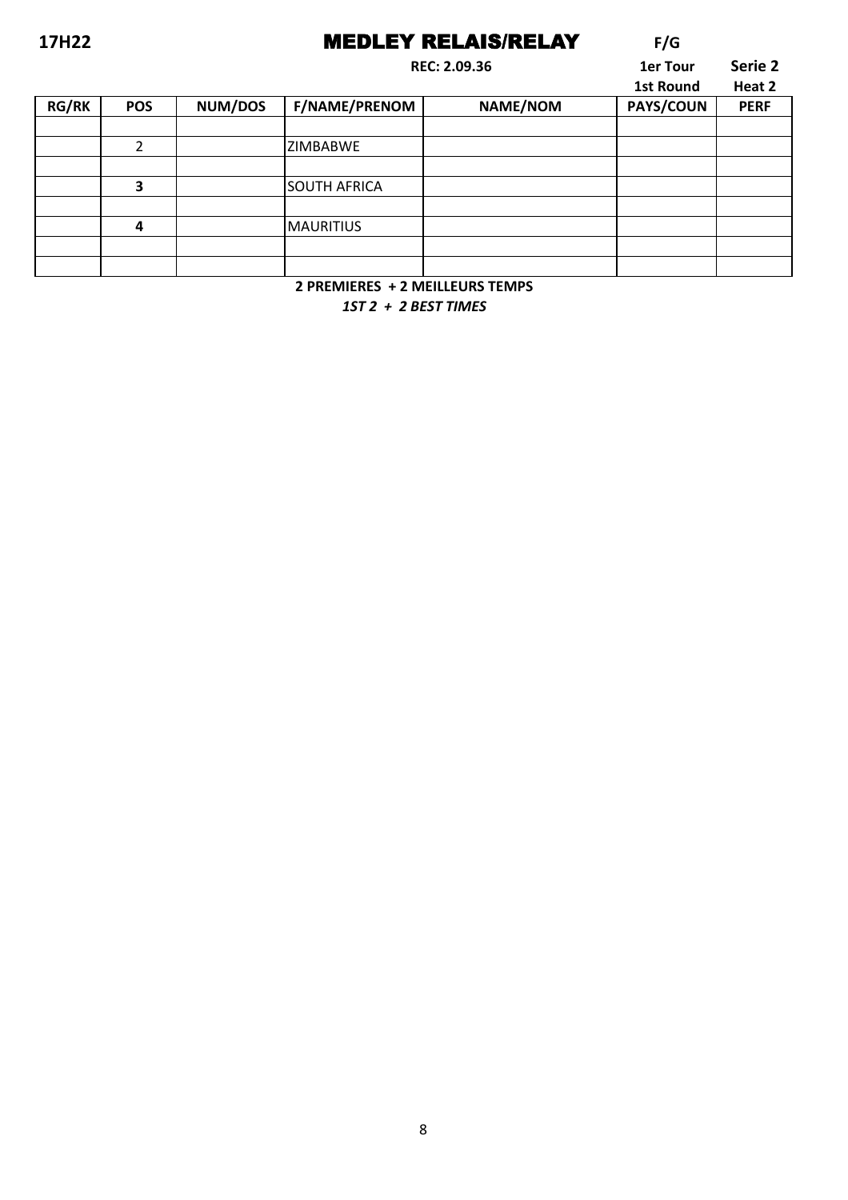**17H22** **MEDLEY RELAIS/RELAY** **F/G**

**REC: 2.09.36** **1er Tour** **Serie 2**

**1st Round** **Heat 2**

| RG/RK | POS | NUM/DOS | F/NAME/PRENOM | NAME/NOM | PAYS/COUN | PERF |
|---|---|---|---|---|---|---|
| | | | | | | |
| | 2 | | ZIMBABWE | | | |
| | | | | | | |
| | **3** | | SOUTH AFRICA | | | |
| | | | | | | |
| | **4** | | MAURITIUS | | | |
| | | | | | | |
| | | | | | | |

**2 PREMIERES + 2 MEILLEURS TEMPS**

***1ST 2 + 2 BEST TIMES***